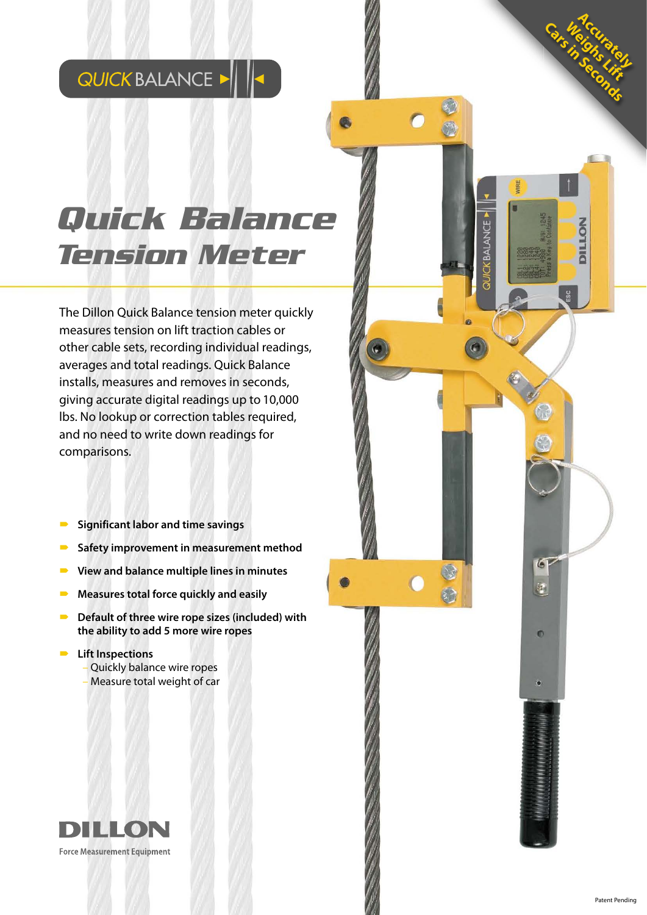QUICK BALANCE

Accurately Weighs Lift Cars in Seconds

# Quick Balance Tension Meter

The Dillon Quick Balance tension meter quickly measures tension on lift traction cables or other cable sets, recording individual readings, averages and total readings. Quick Balance installs, measures and removes in seconds, giving accurate digital readings up to 10,000 lbs. No lookup or correction tables required, and no need to write down readings for comparisons.

- **Significant labor and time savings**
- **Safety improvement in measurement method**
- **View and balance multiple lines in minutes**
- **Measures total force quickly and easily**
- **Default of three wire rope sizes (included) with the ability to add 5 more wire ropes**
- **Lift Inspections**
  - Quickly balance wire ropes
  - Measure total weight of car

DILLON

Force Measurement Equipment

Patent Pending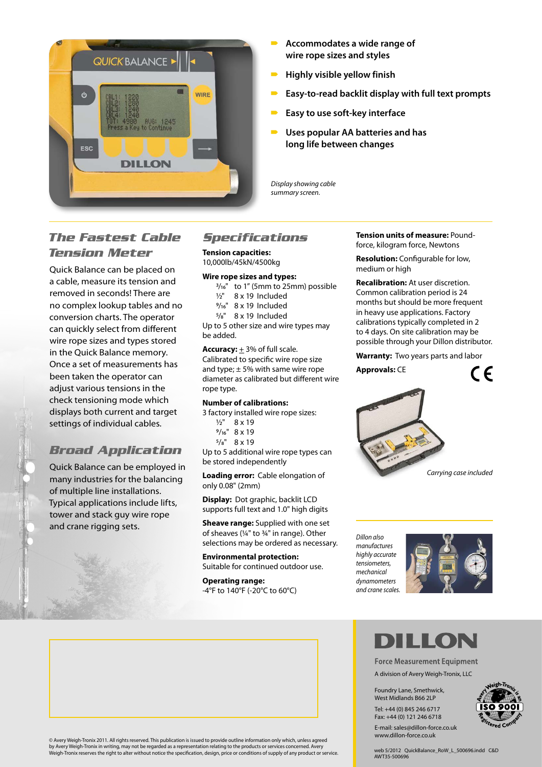- Accommodates a wide range of wire rope sizes and styles
- Highly visible yellow finish
- Easy-to-read backlit display with full text prompts
- Easy to use soft-key interface
- Uses popular AA batteries and has long life between changes

*Display showing cable summary screen.*

## The Fastest Cable Tension Meter

Quick Balance can be placed on a cable, measure its tension and removed in seconds! There are no complex lookup tables and no conversion charts. The operator can quickly select from different wire rope sizes and types stored in the Quick Balance memory. Once a set of measurements has been taken the operator can adjust various tensions in the check tensioning mode which displays both current and target settings of individual cables.

## Broad Application

Quick Balance can be employed in many industries for the balancing of multiple line installations. Typical applications include lifts, tower and stack guy wire rope and crane rigging sets.

## Specifications

**Tension capacities:**
10,000lb/45kN/4500kg

**Wire rope sizes and types:**
- 3/16" to 1" (5mm to 25mm) possible
- ½" 8 x 19 Included
- 9/16" 8 x 19 Included
- 5/8" 8 x 19 Included

Up to 5 other size and wire types may be added.

**Accuracy:** ± 3% of full scale. Calibrated to specific wire rope size and type; ± 5% with same wire rope diameter as calibrated but different wire rope type.

**Number of calibrations:**
3 factory installed wire rope sizes:
- ½" 8 x 19
- 9/16" 8 x 19
- 5/8" 8 x 19

Up to 5 additional wire rope types can be stored independently

**Loading error:** Cable elongation of only 0.08" (2mm)

**Display:** Dot graphic, backlit LCD supports full text and 1.0" high digits

**Sheave range:** Supplied with one set of sheaves (¼" to ¾" in range). Other selections may be ordered as necessary.

**Environmental protection:**
Suitable for continued outdoor use.

**Operating range:**
-4°F to 140°F (-20°C to 60°C)

**Tension units of measure:** Pound-force, kilogram force, Newtons

**Resolution:** Configurable for low, medium or high

**Recalibration:** At user discretion. Common calibration period is 24 months but should be more frequent in heavy use applications. Factory calibrations typically completed in 2 to 4 days. On site calibration may be possible through your Dillon distributor.

**Warranty:** Two years parts and labor

**Approvals:** CE

*Carrying case included*

*Dillon also manufactures highly accurate tensiometers, mechanical dynamometers and crane scales.*

DILLON

Force Measurement Equipment

A division of Avery Weigh-Tronix, LLC

Foundry Lane, Smethwick,
West Midlands B66 2LP

Tel: +44 (0) 845 246 6717
Fax: +44 (0) 121 246 6718

E-mail: sales@dillon-force.co.uk
www.dillon-force.co.uk

Avery Weigh-Tronix is an ISO 9001 Registered Company

© Avery Weigh-Tronix 2011. All rights reserved. This publication is issued to provide outline information only which, unless agreed by Avery Weigh-Tronix in writing, may not be regarded as a representation relating to the products or services concerned. Avery Weigh-Tronix reserves the right to alter without notice the specification, design, price or conditions of supply of any product or service.

web 5/2012 QuickBalance_RoW_L_500696.indd C&D
AWT35-500696